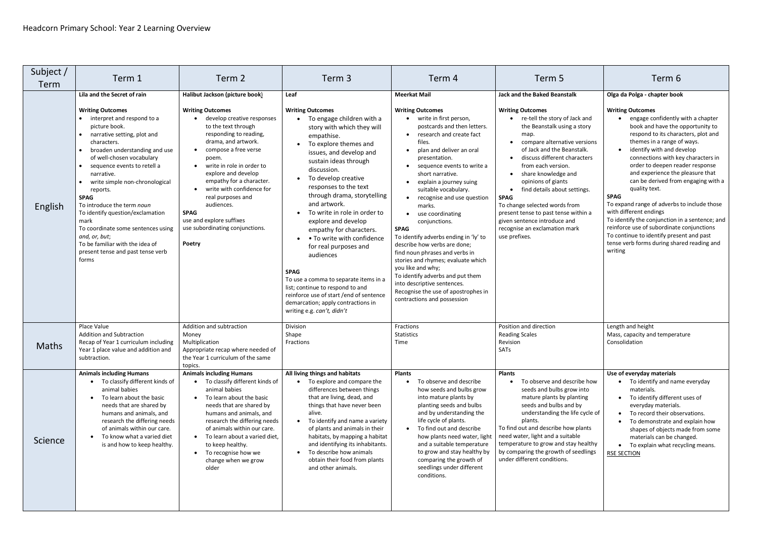Headcorn Primary School: Year 2 Learning Overview

| Subject / Term | Term 1 | Term 2 | Term 3 | Term 4 | Term 5 | Term 6 |
|---|---|---|---|---|---|---|
| English | **Lila and the Secret of rain**<br><br>**Writing Outcomes**<br>• interpret and respond to a picture book.<br>• narrative setting, plot and characters.<br>• broaden understanding and use of well-chosen vocabulary<br>• sequence events to retell a narrative.<br>• write simple non-chronological reports.<br>**SPAG**<br>To introduce the term *noun*<br>To identify question/exclamation mark<br>To coordinate some sentences using *and, or, but*;<br>To be familiar with the idea of present tense and past tense verb forms | **Halibut Jackson (picture book)**<br><br>**Writing Outcomes**<br>• develop creative responses to the text through responding to reading, drama, and artwork.<br>• compose a free verse poem.<br>• write in role in order to explore and develop empathy for a character.<br>• write with confidence for real purposes and audiences.<br>**SPAG**<br>use and explore suffixes<br>use subordinating conjunctions.<br><br>**Poetry** | **Leaf**<br><br>**Writing Outcomes**<br>• To engage children with a story with which they will empathise.<br>• To explore themes and issues, and develop and sustain ideas through discussion.<br>• To develop creative responses to the text through drama, storytelling and artwork.<br>• To write in role in order to explore and develop empathy for characters.<br>• • To write with confidence for real purposes and audiences<br><br>**SPAG**<br>To use a comma to separate items in a list; continue to respond to and reinforce use of start /end of sentence demarcation; apply contractions in writing e.g. *can't, didn't* | **Meerkat Mail**<br><br>**Writing Outcomes**<br>• write in first person, postcards and then letters.<br>• research and create fact files.<br>• plan and deliver an oral presentation.<br>• sequence events to write a short narrative.<br>• explain a journey suing suitable vocabulary.<br>• recognise and use question marks.<br>• use coordinating conjunctions.<br>**SPAG**<br>To identify adverbs ending in 'ly' to describe how verbs are done;<br>find noun phrases and verbs in stories and rhymes; evaluate which you like and why;<br>To identify adverbs and put them into descriptive sentences.<br>Recognise the use of apostrophes in contractions and possession | **Jack and the Baked Beanstalk**<br><br>**Writing Outcomes**<br>• re-tell the story of Jack and the Beanstalk using a story map.<br>• compare alternative versions of Jack and the Beanstalk.<br>• discuss different characters from each version.<br>• share knowledge and opinions of giants<br>• find details about settings.<br>**SPAG**<br>To change selected words from present tense to past tense within a given sentence introduce and recognise an exclamation mark<br>use prefixes. | **Olga da Polga - chapter book**<br><br>**Writing Outcomes**<br>• engage confidently with a chapter book and have the opportunity to respond to its characters, plot and themes in a range of ways.<br>• identify with and develop connections with key characters in order to deepen reader response and experience the pleasure that can be derived from engaging with a quality text.<br>**SPAG**<br>To expand range of adverbs to include those with different endings<br>To identify the conjunction in a sentence; and reinforce use of subordinate conjunctions<br>To continue to identify present and past tense verb forms during shared reading and writing |
| Maths | Place Value<br>Addition and Subtraction<br>Recap of Year 1 curriculum including Year 1 place value and addition and subtraction. | Addition and subtraction<br>Money<br>Multiplication<br>Appropriate recap where needed of the Year 1 curriculum of the same topics. | Division<br>Shape<br>Fractions | Fractions<br>Statistics<br>Time | Position and direction<br>Reading Scales<br>Revision<br>SATs | Length and height<br>Mass, capacity and temperature<br>Consolidation |
| Science | **Animals including Humans**<br>• To classify different kinds of animal babies<br>• To learn about the basic needs that are shared by humans and animals, and research the differing needs of animals within our care.<br>• To know what a varied diet is and how to keep healthy. | **Animals including Humans**<br>• To classify different kinds of animal babies<br>• To learn about the basic needs that are shared by humans and animals, and research the differing needs of animals within our care.<br>• To learn about a varied diet, to keep healthy.<br>• To recognise how we change when we grow older | **All living things and habitats**<br>• To explore and compare the differences between things that are living, dead, and things that have never been alive.<br>• To identify and name a variety of plants and animals in their habitats, by mapping a habitat and identifying its inhabitants.<br>• To describe how animals obtain their food from plants and other animals. | **Plants**<br>• To observe and describe how seeds and bulbs grow into mature plants by planting seeds and bulbs and by understanding the life cycle of plants.<br>• To find out and describe how plants need water, light and a suitable temperature to grow and stay healthy by comparing the growth of seedlings under different conditions. | **Plants**<br>• To observe and describe how seeds and bulbs grow into mature plants by planting seeds and bulbs and by understanding the life cycle of plants.<br>To find out and describe how plants need water, light and a suitable temperature to grow and stay healthy by comparing the growth of seedlings under different conditions. | **Use of everyday materials**<br>• To identify and name everyday materials.<br>• To identify different uses of everyday materials.<br>• To record their observations.<br>• To demonstrate and explain how shapes of objects made from some materials can be changed.<br>• To explain what recycling means.<br>RSE SECTION |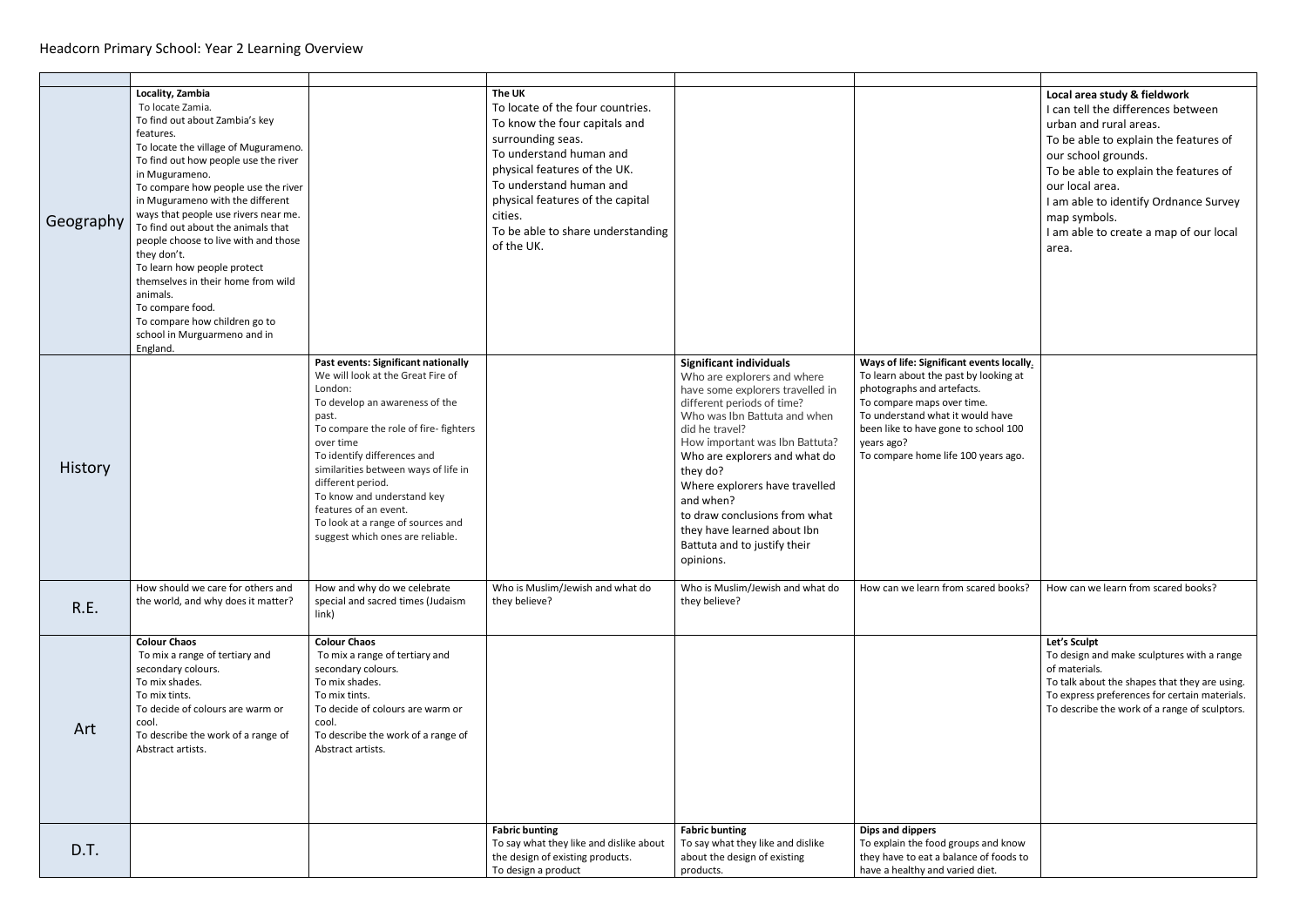# Headcorn Primary School: Year 2 Learning Overview

| | | | | | | |
|---|---|---|---|---|---|---|
| Geography | **Locality, Zambia**<br>To locate Zamia.<br>To find out about Zambia's key features.<br>To locate the village of Mugurameno.<br>To find out how people use the river in Mugurameno.<br>To compare how people use the river in Mugurameno with the different ways that people use rivers near me.<br>To find out about the animals that people choose to live with and those they don't.<br>To learn how people protect themselves in their home from wild animals.<br>To compare food.<br>To compare how children go to school in Murguarmeno and in England. | | **The UK**<br>To locate of the four countries.<br>To know the four capitals and surrounding seas.<br>To understand human and physical features of the UK.<br>To understand human and physical features of the capital cities.<br>To be able to share understanding of the UK. | | | **Local area study & fieldwork**<br>I can tell the differences between urban and rural areas.<br>To be able to explain the features of our school grounds.<br>To be able to explain the features of our local area.<br>I am able to identify Ordnance Survey map symbols.<br>I am able to create a map of our local area. |
| History | | **Past events: Significant nationally**<br>We will look at the Great Fire of London:<br>To develop an awareness of the past.<br>To compare the role of fire- fighters over time<br>To identify differences and similarities between ways of life in different period.<br>To know and understand key features of an event.<br>To look at a range of sources and suggest which ones are reliable. | | **Significant individuals**<br>Who are explorers and where have some explorers travelled in different periods of time?<br>Who was Ibn Battuta and when did he travel?<br>How important was Ibn Battuta?<br>Who are explorers and what do they do?<br>Where explorers have travelled and when?<br>to draw conclusions from what they have learned about Ibn Battuta and to justify their opinions. | **Ways of life: Significant events locally.**<br>To learn about the past by looking at photographs and artefacts.<br>To compare maps over time.<br>To understand what it would have been like to have gone to school 100 years ago?<br>To compare home life 100 years ago. | |
| R.E. | How should we care for others and the world, and why does it matter? | How and why do we celebrate special and sacred times (Judaism link) | Who is Muslim/Jewish and what do they believe? | Who is Muslim/Jewish and what do they believe? | How can we learn from scared books? | How can we learn from scared books? |
| Art | **Colour Chaos**<br>To mix a range of tertiary and secondary colours.<br>To mix shades.<br>To mix tints.<br>To decide of colours are warm or cool.<br>To describe the work of a range of Abstract artists. | **Colour Chaos**<br>To mix a range of tertiary and secondary colours.<br>To mix shades.<br>To mix tints.<br>To decide of colours are warm or cool.<br>To describe the work of a range of Abstract artists. | | | | **Let's Sculpt**<br>To design and make sculptures with a range of materials.<br>To talk about the shapes that they are using.<br>To express preferences for certain materials.<br>To describe the work of a range of sculptors. |
| D.T. | | | **Fabric bunting**<br>To say what they like and dislike about the design of existing products.<br>To design a product | **Fabric bunting**<br>To say what they like and dislike about the design of existing products. | **Dips and dippers**<br>To explain the food groups and know they have to eat a balance of foods to have a healthy and varied diet. | |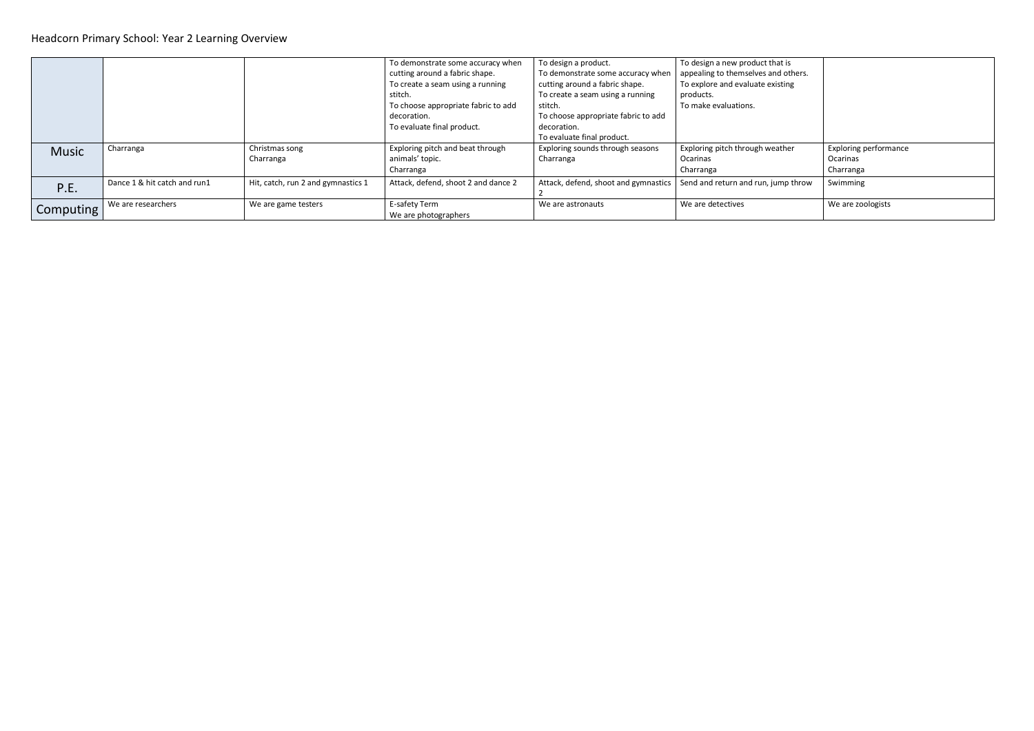Headcorn Primary School: Year 2 Learning Overview

| | | | | | | |
|---|---|---|---|---|---|---|
| | | | To demonstrate some accuracy when cutting around a fabric shape.<br>To create a seam using a running stitch.<br>To choose appropriate fabric to add decoration.<br>To evaluate final product. | To design a product.<br>To demonstrate some accuracy when cutting around a fabric shape.<br>To create a seam using a running stitch.<br>To choose appropriate fabric to add decoration.<br>To evaluate final product. | To design a new product that is appealing to themselves and others.<br>To explore and evaluate existing products.<br>To make evaluations. | |
| Music | Charranga | Christmas song<br>Charranga | Exploring pitch and beat through animals' topic.<br>Charranga | Exploring sounds through seasons<br>Charranga | Exploring pitch through weather<br>Ocarinas<br>Charranga | Exploring performance<br>Ocarinas<br>Charranga |
| P.E. | Dance 1 & hit catch and run1 | Hit, catch, run 2 and gymnastics 1 | Attack, defend, shoot 2 and dance 2 | Attack, defend, shoot and gymnastics 2 | Send and return and run, jump throw | Swimming |
| Computing | We are researchers | We are game testers | E-safety Term<br>We are photographers | We are astronauts | We are detectives | We are zoologists |